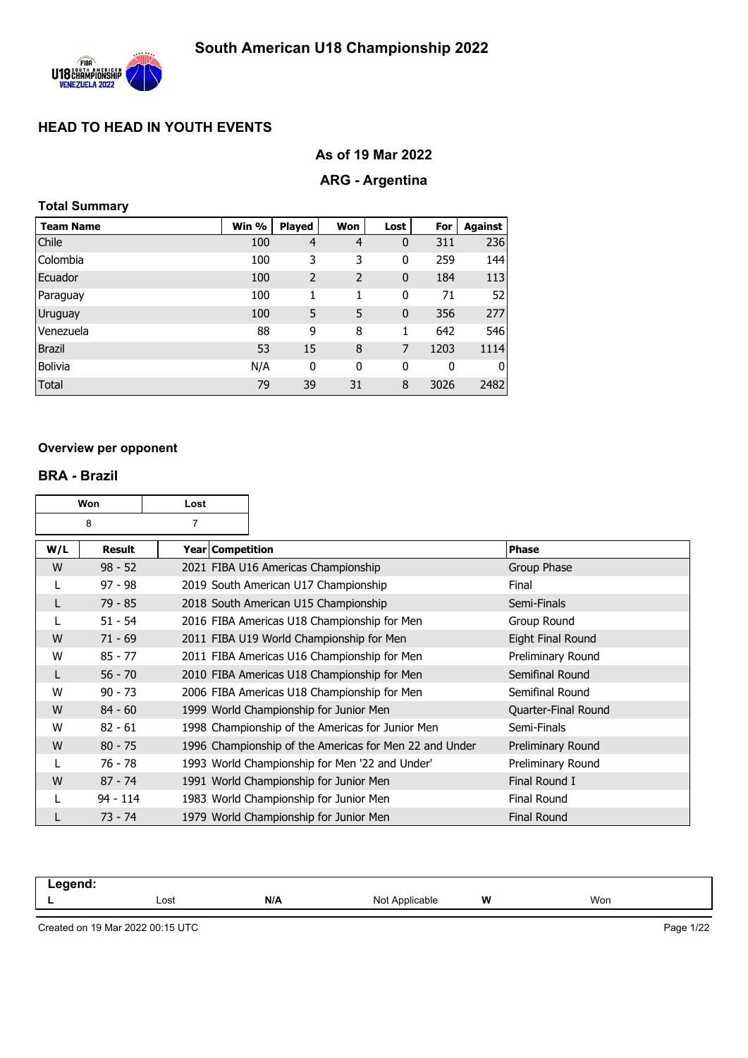# South American U18 Championship 2022

## HEAD TO HEAD IN YOUTH EVENTS

### As of 19 Mar 2022

### ARG - Argentina

**Total Summary**

| Team Name | Win % | Played | Won | Lost | For | Against |
|---|---|---|---|---|---|---|
| Chile | 100 | 4 | 4 | 0 | 311 | 236 |
| Colombia | 100 | 3 | 3 | 0 | 259 | 144 |
| Ecuador | 100 | 2 | 2 | 0 | 184 | 113 |
| Paraguay | 100 | 1 | 1 | 0 | 71 | 52 |
| Uruguay | 100 | 5 | 5 | 0 | 356 | 277 |
| Venezuela | 88 | 9 | 8 | 1 | 642 | 546 |
| Brazil | 53 | 15 | 8 | 7 | 1203 | 1114 |
| Bolivia | N/A | 0 | 0 | 0 | 0 | 0 |
| Total | 79 | 39 | 31 | 8 | 3026 | 2482 |

**Overview per opponent**

### BRA - Brazil

| Won | Lost |
|---|---|
| 8 | 7 |

| W/L | Result | Year | Competition | Phase |
|---|---|---|---|---|
| W | 98 - 52 | 2021 | FIBA U16 Americas Championship | Group Phase |
| L | 97 - 98 | 2019 | South American U17 Championship | Final |
| L | 79 - 85 | 2018 | South American U15 Championship | Semi-Finals |
| L | 51 - 54 | 2016 | FIBA Americas U18 Championship for Men | Group Round |
| W | 71 - 69 | 2011 | FIBA U19 World Championship for Men | Eight Final Round |
| W | 85 - 77 | 2011 | FIBA Americas U16 Championship for Men | Preliminary Round |
| L | 56 - 70 | 2010 | FIBA Americas U18 Championship for Men | Semifinal Round |
| W | 90 - 73 | 2006 | FIBA Americas U18 Championship for Men | Semifinal Round |
| W | 84 - 60 | 1999 | World Championship for Junior Men | Quarter-Final Round |
| W | 82 - 61 | 1998 | Championship of the Americas for Junior Men | Semi-Finals |
| W | 80 - 75 | 1996 | Championship of the Americas for Men 22 and Under | Preliminary Round |
| L | 76 - 78 | 1993 | World Championship for Men '22 and Under' | Preliminary Round |
| W | 87 - 74 | 1991 | World Championship for Junior Men | Final Round I |
| L | 94 - 114 | 1983 | World Championship for Junior Men | Final Round |
| L | 73 - 74 | 1979 | World Championship for Junior Men | Final Round |

**Legend:**

| L | Lost | N/A | Not Applicable | W | Won |
|---|---|---|---|---|---|

Created on 19 Mar 2022 00:15 UTC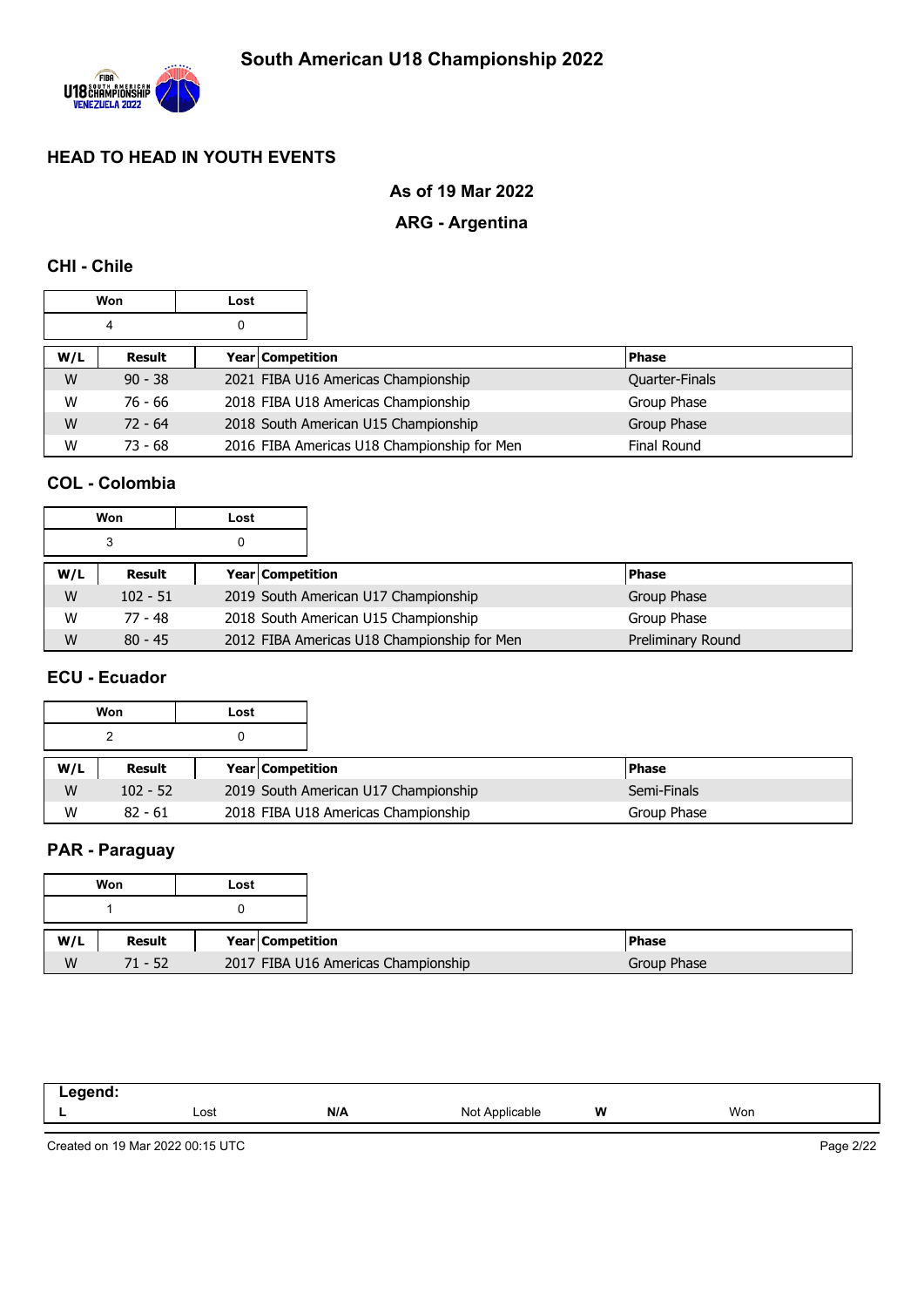# South American U18 Championship 2022

## HEAD TO HEAD IN YOUTH EVENTS

**As of 19 Mar 2022**

**ARG - Argentina**

### CHI - Chile

| Won | Lost |
|---|---|
| 4 | 0 |

| W/L | Result | Year | Competition | Phase |
|---|---|---|---|---|
| W | 90 - 38 | 2021 | FIBA U16 Americas Championship | Quarter-Finals |
| W | 76 - 66 | 2018 | FIBA U18 Americas Championship | Group Phase |
| W | 72 - 64 | 2018 | South American U15 Championship | Group Phase |
| W | 73 - 68 | 2016 | FIBA Americas U18 Championship for Men | Final Round |

### COL - Colombia

| Won | Lost |
|---|---|
| 3 | 0 |

| W/L | Result | Year | Competition | Phase |
|---|---|---|---|---|
| W | 102 - 51 | 2019 | South American U17 Championship | Group Phase |
| W | 77 - 48 | 2018 | South American U15 Championship | Group Phase |
| W | 80 - 45 | 2012 | FIBA Americas U18 Championship for Men | Preliminary Round |

### ECU - Ecuador

| Won | Lost |
|---|---|
| 2 | 0 |

| W/L | Result | Year | Competition | Phase |
|---|---|---|---|---|
| W | 102 - 52 | 2019 | South American U17 Championship | Semi-Finals |
| W | 82 - 61 | 2018 | FIBA U18 Americas Championship | Group Phase |

### PAR - Paraguay

| Won | Lost |
|---|---|
| 1 | 0 |

| W/L | Result | Year | Competition | Phase |
|---|---|---|---|---|
| W | 71 - 52 | 2017 | FIBA U16 Americas Championship | Group Phase |

**Legend:**

| L | Lost | N/A | Not Applicable | W | Won |
|---|---|---|---|---|---|

Created on 19 Mar 2022 00:15 UTC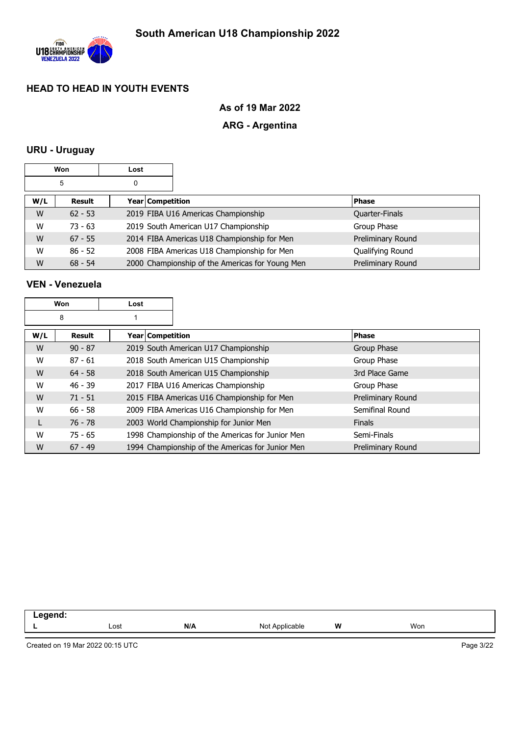# South American U18 Championship 2022

## HEAD TO HEAD IN YOUTH EVENTS

**As of 19 Mar 2022**

**ARG - Argentina**

### URU - Uruguay

| Won | Lost |
|---|---|
| 5 | 0 |

| W/L | Result | Year | Competition | Phase |
|---|---|---|---|---|
| W | 62 - 53 | 2019 | FIBA U16 Americas Championship | Quarter-Finals |
| W | 73 - 63 | 2019 | South American U17 Championship | Group Phase |
| W | 67 - 55 | 2014 | FIBA Americas U18 Championship for Men | Preliminary Round |
| W | 86 - 52 | 2008 | FIBA Americas U18 Championship for Men | Qualifying Round |
| W | 68 - 54 | 2000 | Championship of the Americas for Young Men | Preliminary Round |

### VEN - Venezuela

| Won | Lost |
|---|---|
| 8 | 1 |

| W/L | Result | Year | Competition | Phase |
|---|---|---|---|---|
| W | 90 - 87 | 2019 | South American U17 Championship | Group Phase |
| W | 87 - 61 | 2018 | South American U15 Championship | Group Phase |
| W | 64 - 58 | 2018 | South American U15 Championship | 3rd Place Game |
| W | 46 - 39 | 2017 | FIBA U16 Americas Championship | Group Phase |
| W | 71 - 51 | 2015 | FIBA Americas U16 Championship for Men | Preliminary Round |
| W | 66 - 58 | 2009 | FIBA Americas U16 Championship for Men | Semifinal Round |
| L | 76 - 78 | 2003 | World Championship for Junior Men | Finals |
| W | 75 - 65 | 1998 | Championship of the Americas for Junior Men | Semi-Finals |
| W | 67 - 49 | 1994 | Championship of the Americas for Junior Men | Preliminary Round |

| Legend: | | | | | |
|---|---|---|---|---|---|
| L | Lost | N/A | Not Applicable | W | Won |

Created on 19 Mar 2022 00:15 UTC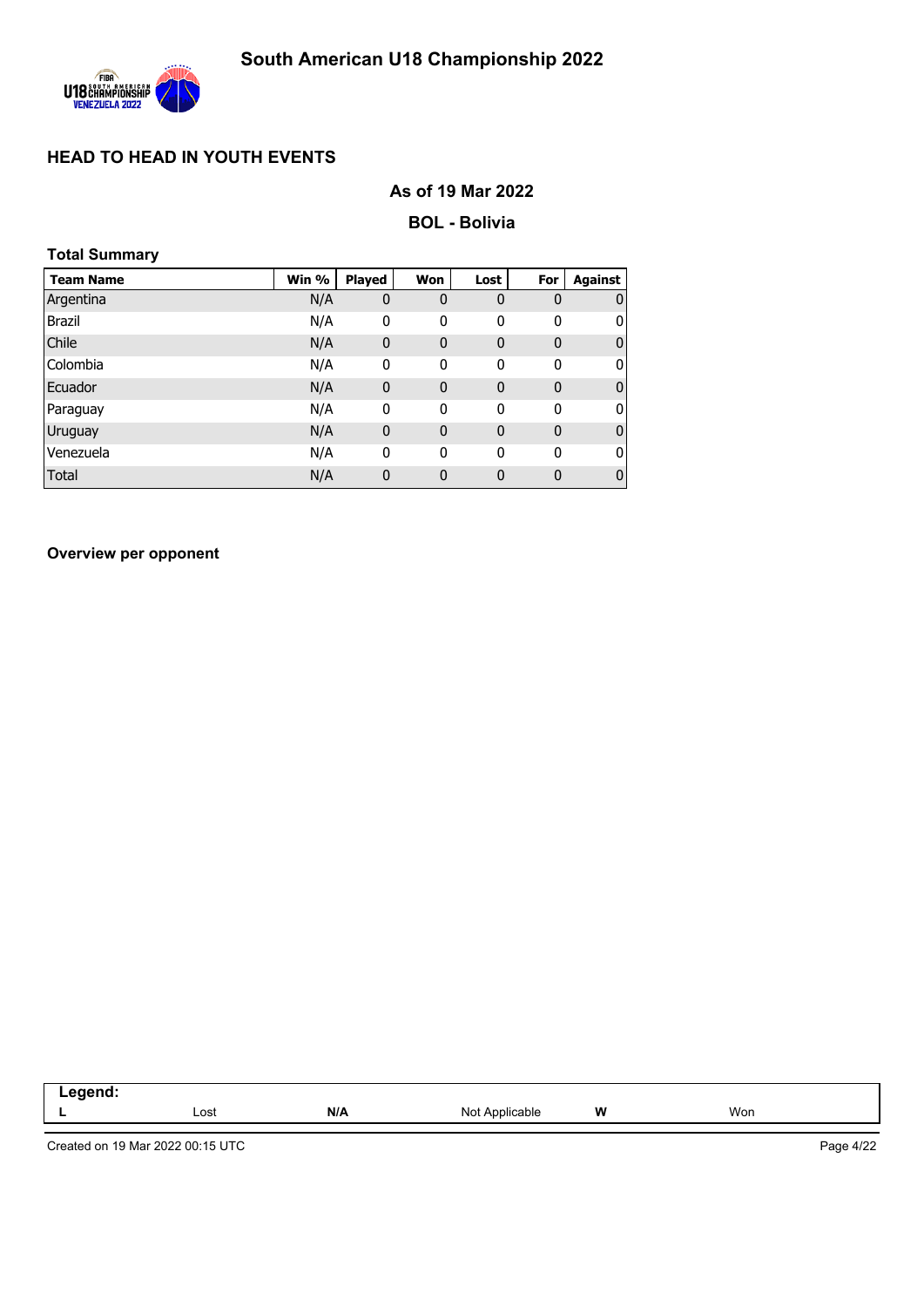# South American U18 Championship 2022

## HEAD TO HEAD IN YOUTH EVENTS

### As of 19 Mar 2022

### BOL - Bolivia

**Total Summary**

| Team Name | Win % | Played | Won | Lost | For | Against |
|---|---|---|---|---|---|---|
| Argentina | N/A | 0 | 0 | 0 | 0 | 0 |
| Brazil | N/A | 0 | 0 | 0 | 0 | 0 |
| Chile | N/A | 0 | 0 | 0 | 0 | 0 |
| Colombia | N/A | 0 | 0 | 0 | 0 | 0 |
| Ecuador | N/A | 0 | 0 | 0 | 0 | 0 |
| Paraguay | N/A | 0 | 0 | 0 | 0 | 0 |
| Uruguay | N/A | 0 | 0 | 0 | 0 | 0 |
| Venezuela | N/A | 0 | 0 | 0 | 0 | 0 |
| Total | N/A | 0 | 0 | 0 | 0 | 0 |

**Overview per opponent**

**Legend:**

| L | Lost | N/A | Not Applicable | W | Won |
|---|---|---|---|---|---|

Created on 19 Mar 2022 00:15 UTC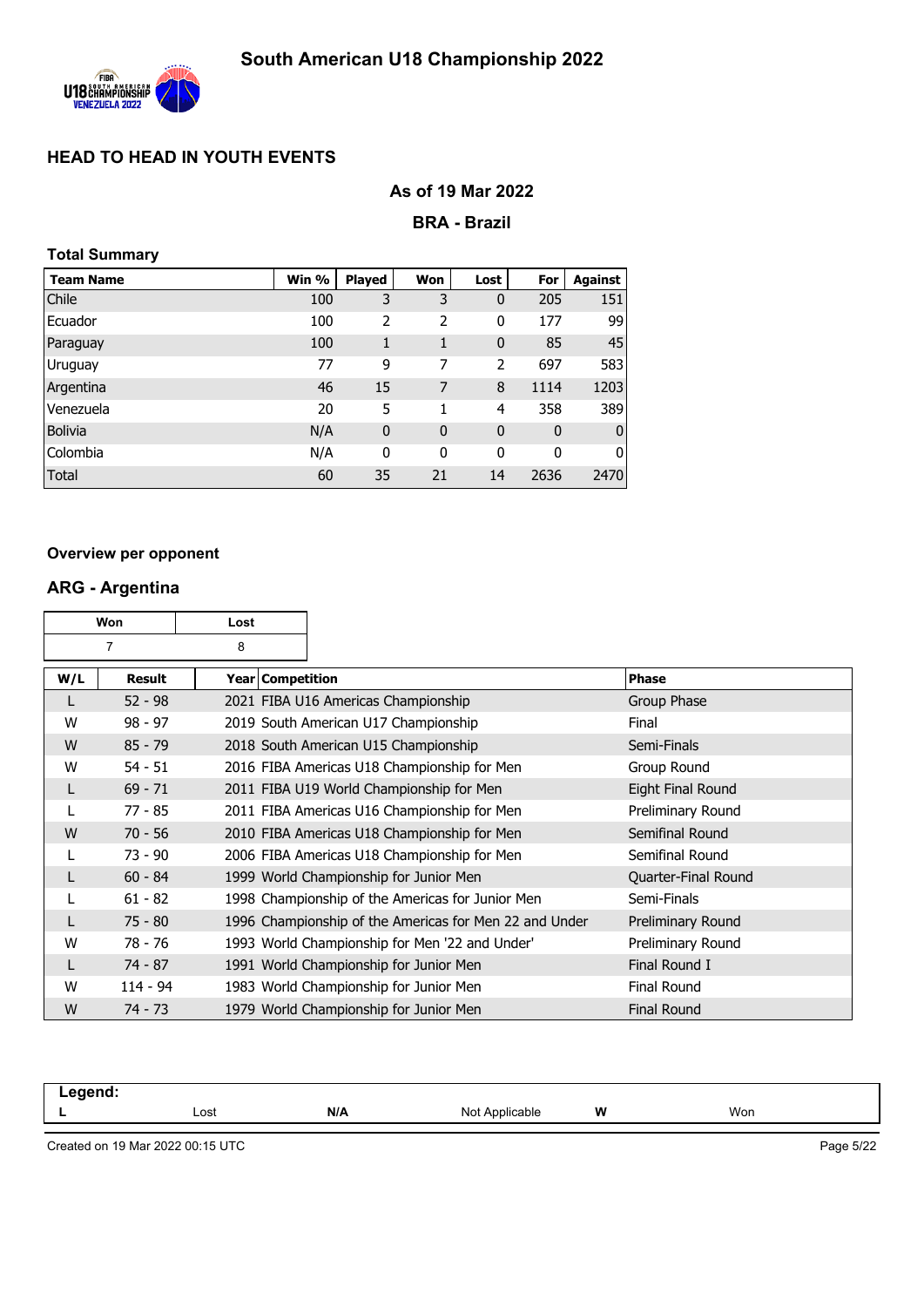# South American U18 Championship 2022

## HEAD TO HEAD IN YOUTH EVENTS

### As of 19 Mar 2022

### BRA - Brazil

**Total Summary**

| Team Name | Win % | Played | Won | Lost | For | Against |
|---|---|---|---|---|---|---|
| Chile | 100 | 3 | 3 | 0 | 205 | 151 |
| Ecuador | 100 | 2 | 2 | 0 | 177 | 99 |
| Paraguay | 100 | 1 | 1 | 0 | 85 | 45 |
| Uruguay | 77 | 9 | 7 | 2 | 697 | 583 |
| Argentina | 46 | 15 | 7 | 8 | 1114 | 1203 |
| Venezuela | 20 | 5 | 1 | 4 | 358 | 389 |
| Bolivia | N/A | 0 | 0 | 0 | 0 | 0 |
| Colombia | N/A | 0 | 0 | 0 | 0 | 0 |
| Total | 60 | 35 | 21 | 14 | 2636 | 2470 |

**Overview per opponent**

## ARG - Argentina

| Won | Lost |
|---|---|
| 7 | 8 |

| W/L | Result | Year | Competition | Phase |
|---|---|---|---|---|
| L | 52 - 98 | 2021 | FIBA U16 Americas Championship | Group Phase |
| W | 98 - 97 | 2019 | South American U17 Championship | Final |
| W | 85 - 79 | 2018 | South American U15 Championship | Semi-Finals |
| W | 54 - 51 | 2016 | FIBA Americas U18 Championship for Men | Group Round |
| L | 69 - 71 | 2011 | FIBA U19 World Championship for Men | Eight Final Round |
| L | 77 - 85 | 2011 | FIBA Americas U16 Championship for Men | Preliminary Round |
| W | 70 - 56 | 2010 | FIBA Americas U18 Championship for Men | Semifinal Round |
| L | 73 - 90 | 2006 | FIBA Americas U18 Championship for Men | Semifinal Round |
| L | 60 - 84 | 1999 | World Championship for Junior Men | Quarter-Final Round |
| L | 61 - 82 | 1998 | Championship of the Americas for Junior Men | Semi-Finals |
| L | 75 - 80 | 1996 | Championship of the Americas for Men 22 and Under | Preliminary Round |
| W | 78 - 76 | 1993 | World Championship for Men '22 and Under' | Preliminary Round |
| L | 74 - 87 | 1991 | World Championship for Junior Men | Final Round I |
| W | 114 - 94 | 1983 | World Championship for Junior Men | Final Round |
| W | 74 - 73 | 1979 | World Championship for Junior Men | Final Round |

**Legend:**

| L | Lost | N/A | Not Applicable | W | Won |
|---|---|---|---|---|---|

Created on 19 Mar 2022 00:15 UTC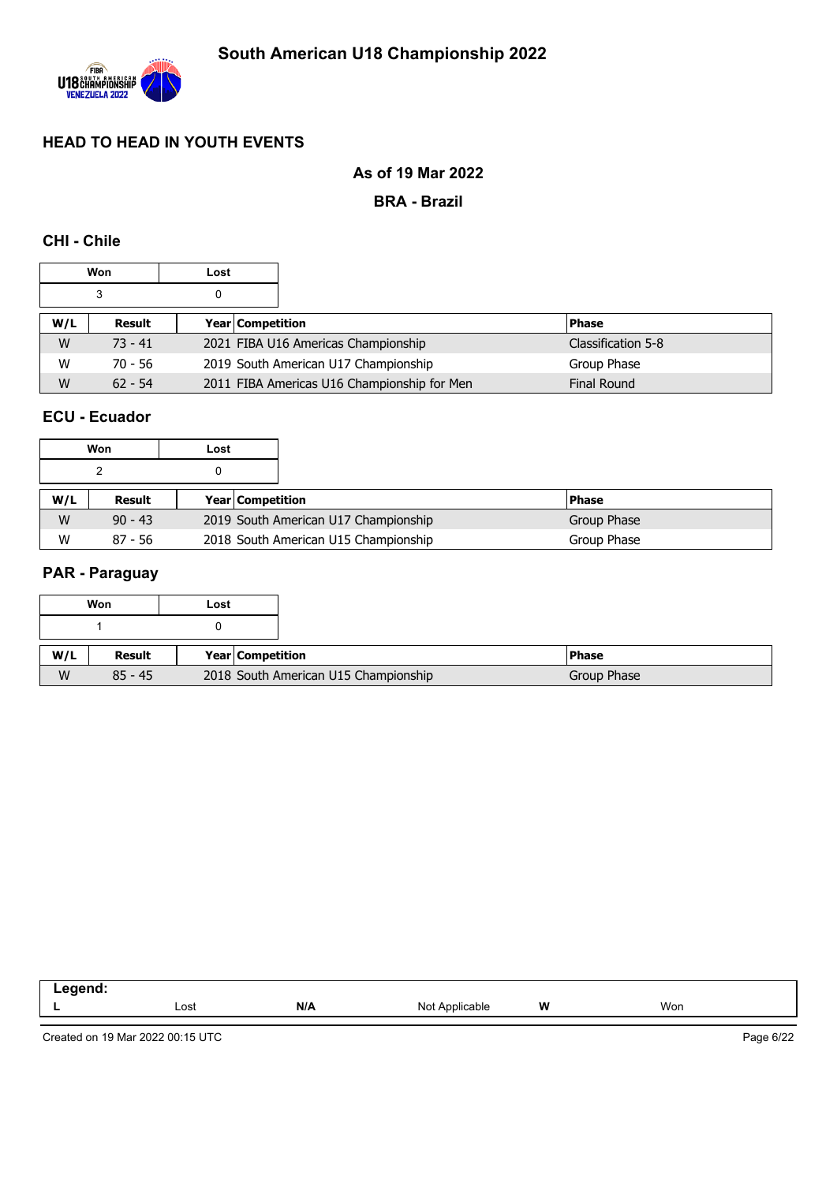# South American U18 Championship 2022

## HEAD TO HEAD IN YOUTH EVENTS

### As of 19 Mar 2022

### BRA - Brazil

### CHI - Chile

| Won | Lost |
|---|---|
| 3 | 0 |

| W/L | Result | Year | Competition | Phase |
|---|---|---|---|---|
| W | 73 - 41 | 2021 | FIBA U16 Americas Championship | Classification 5-8 |
| W | 70 - 56 | 2019 | South American U17 Championship | Group Phase |
| W | 62 - 54 | 2011 | FIBA Americas U16 Championship for Men | Final Round |

### ECU - Ecuador

| Won | Lost |
|---|---|
| 2 | 0 |

| W/L | Result | Year | Competition | Phase |
|---|---|---|---|---|
| W | 90 - 43 | 2019 | South American U17 Championship | Group Phase |
| W | 87 - 56 | 2018 | South American U15 Championship | Group Phase |

### PAR - Paraguay

| Won | Lost |
|---|---|
| 1 | 0 |

| W/L | Result | Year | Competition | Phase |
|---|---|---|---|---|
| W | 85 - 45 | 2018 | South American U15 Championship | Group Phase |

| Legend: | | | | | |
|---|---|---|---|---|---|
| L | Lost | N/A | Not Applicable | W | Won |

Created on 19 Mar 2022 00:15 UTC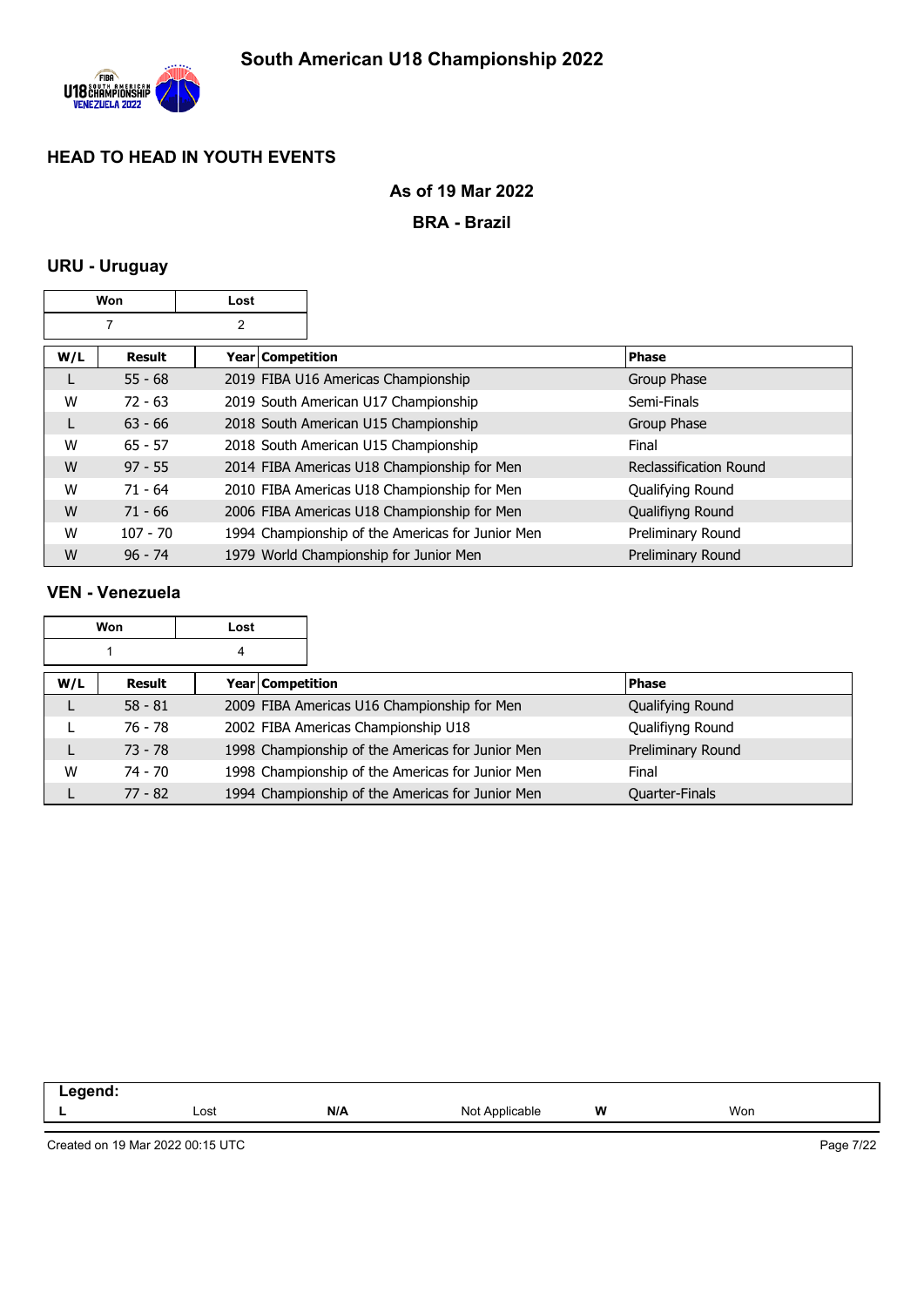# South American U18 Championship 2022

## HEAD TO HEAD IN YOUTH EVENTS

**As of 19 Mar 2022**

**BRA - Brazil**

### URU - Uruguay

| Won | Lost |
|---|---|
| 7 | 2 |

| W/L | Result | Year | Competition | Phase |
|---|---|---|---|---|
| L | 55 - 68 | 2019 | FIBA U16 Americas Championship | Group Phase |
| W | 72 - 63 | 2019 | South American U17 Championship | Semi-Finals |
| L | 63 - 66 | 2018 | South American U15 Championship | Group Phase |
| W | 65 - 57 | 2018 | South American U15 Championship | Final |
| W | 97 - 55 | 2014 | FIBA Americas U18 Championship for Men | Reclassification Round |
| W | 71 - 64 | 2010 | FIBA Americas U18 Championship for Men | Qualifying Round |
| W | 71 - 66 | 2006 | FIBA Americas U18 Championship for Men | Qualifiyng Round |
| W | 107 - 70 | 1994 | Championship of the Americas for Junior Men | Preliminary Round |
| W | 96 - 74 | 1979 | World Championship for Junior Men | Preliminary Round |

### VEN - Venezuela

| Won | Lost |
|---|---|
| 1 | 4 |

| W/L | Result | Year | Competition | Phase |
|---|---|---|---|---|
| L | 58 - 81 | 2009 | FIBA Americas U16 Championship for Men | Qualifying Round |
| L | 76 - 78 | 2002 | FIBA Americas Championship U18 | Qualifiyng Round |
| L | 73 - 78 | 1998 | Championship of the Americas for Junior Men | Preliminary Round |
| W | 74 - 70 | 1998 | Championship of the Americas for Junior Men | Final |
| L | 77 - 82 | 1994 | Championship of the Americas for Junior Men | Quarter-Finals |

| Legend: | | | | | |
|---|---|---|---|---|---|
| L | Lost | N/A | Not Applicable | W | Won |

Created on 19 Mar 2022 00:15 UTC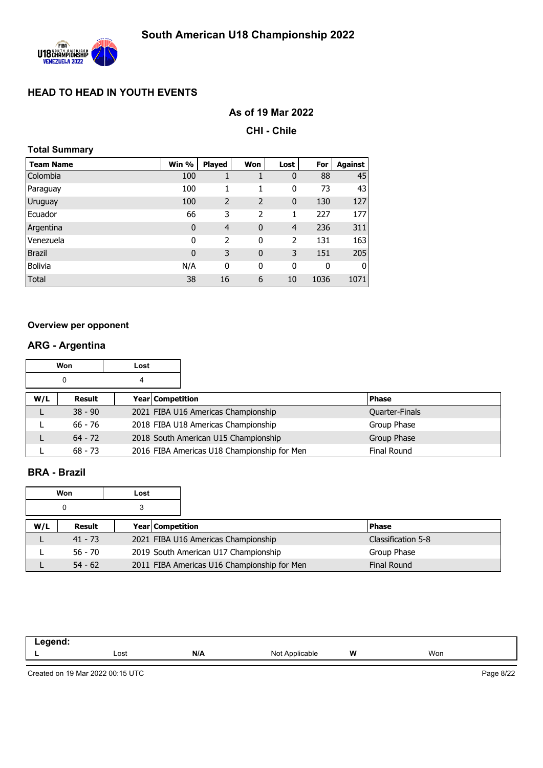# South American U18 Championship 2022

## HEAD TO HEAD IN YOUTH EVENTS

### As of 19 Mar 2022

### CHI - Chile

**Total Summary**

| Team Name | Win % | Played | Won | Lost | For | Against |
|---|---|---|---|---|---|---|
| Colombia | 100 | 1 | 1 | 0 | 88 | 45 |
| Paraguay | 100 | 1 | 1 | 0 | 73 | 43 |
| Uruguay | 100 | 2 | 2 | 0 | 130 | 127 |
| Ecuador | 66 | 3 | 2 | 1 | 227 | 177 |
| Argentina | 0 | 4 | 0 | 4 | 236 | 311 |
| Venezuela | 0 | 2 | 0 | 2 | 131 | 163 |
| Brazil | 0 | 3 | 0 | 3 | 151 | 205 |
| Bolivia | N/A | 0 | 0 | 0 | 0 | 0 |
| Total | 38 | 16 | 6 | 10 | 1036 | 1071 |

**Overview per opponent**

### ARG - Argentina

| Won | Lost |
|---|---|
| 0 | 4 |

| W/L | Result | Year | Competition | Phase |
|---|---|---|---|---|
| L | 38 - 90 | 2021 | FIBA U16 Americas Championship | Quarter-Finals |
| L | 66 - 76 | 2018 | FIBA U18 Americas Championship | Group Phase |
| L | 64 - 72 | 2018 | South American U15 Championship | Group Phase |
| L | 68 - 73 | 2016 | FIBA Americas U18 Championship for Men | Final Round |

### BRA - Brazil

| Won | Lost |
|---|---|
| 0 | 3 |

| W/L | Result | Year | Competition | Phase |
|---|---|---|---|---|
| L | 41 - 73 | 2021 | FIBA U16 Americas Championship | Classification 5-8 |
| L | 56 - 70 | 2019 | South American U17 Championship | Group Phase |
| L | 54 - 62 | 2011 | FIBA Americas U16 Championship for Men | Final Round |

**Legend:**

| L | Lost | N/A | Not Applicable | W | Won |
|---|---|---|---|---|---|

Created on 19 Mar 2022 00:15 UTC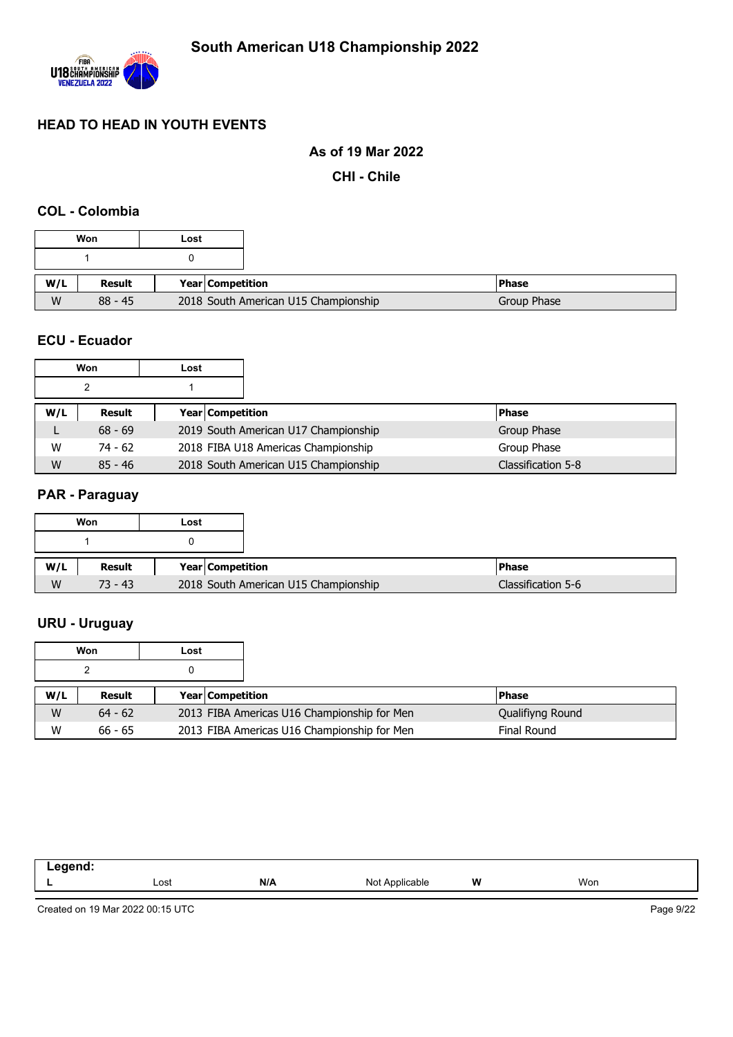# South American U18 Championship 2022

## HEAD TO HEAD IN YOUTH EVENTS

### As of 19 Mar 2022

### CHI - Chile

### COL - Colombia

| Won | Lost |
|---|---|
| 1 | 0 |

| W/L | Result | Year | Competition | Phase |
|---|---|---|---|---|
| W | 88 - 45 | 2018 | South American U15 Championship | Group Phase |

### ECU - Ecuador

| Won | Lost |
|---|---|
| 2 | 1 |

| W/L | Result | Year | Competition | Phase |
|---|---|---|---|---|
| L | 68 - 69 | 2019 | South American U17 Championship | Group Phase |
| W | 74 - 62 | 2018 | FIBA U18 Americas Championship | Group Phase |
| W | 85 - 46 | 2018 | South American U15 Championship | Classification 5-8 |

### PAR - Paraguay

| Won | Lost |
|---|---|
| 1 | 0 |

| W/L | Result | Year | Competition | Phase |
|---|---|---|---|---|
| W | 73 - 43 | 2018 | South American U15 Championship | Classification 5-6 |

### URU - Uruguay

| Won | Lost |
|---|---|
| 2 | 0 |

| W/L | Result | Year | Competition | Phase |
|---|---|---|---|---|
| W | 64 - 62 | 2013 | FIBA Americas U16 Championship for Men | Qualifiyng Round |
| W | 66 - 65 | 2013 | FIBA Americas U16 Championship for Men | Final Round |

| Legend: | | | | | |
|---|---|---|---|---|---|
| L | Lost | N/A | Not Applicable | W | Won |

Created on 19 Mar 2022 00:15 UTC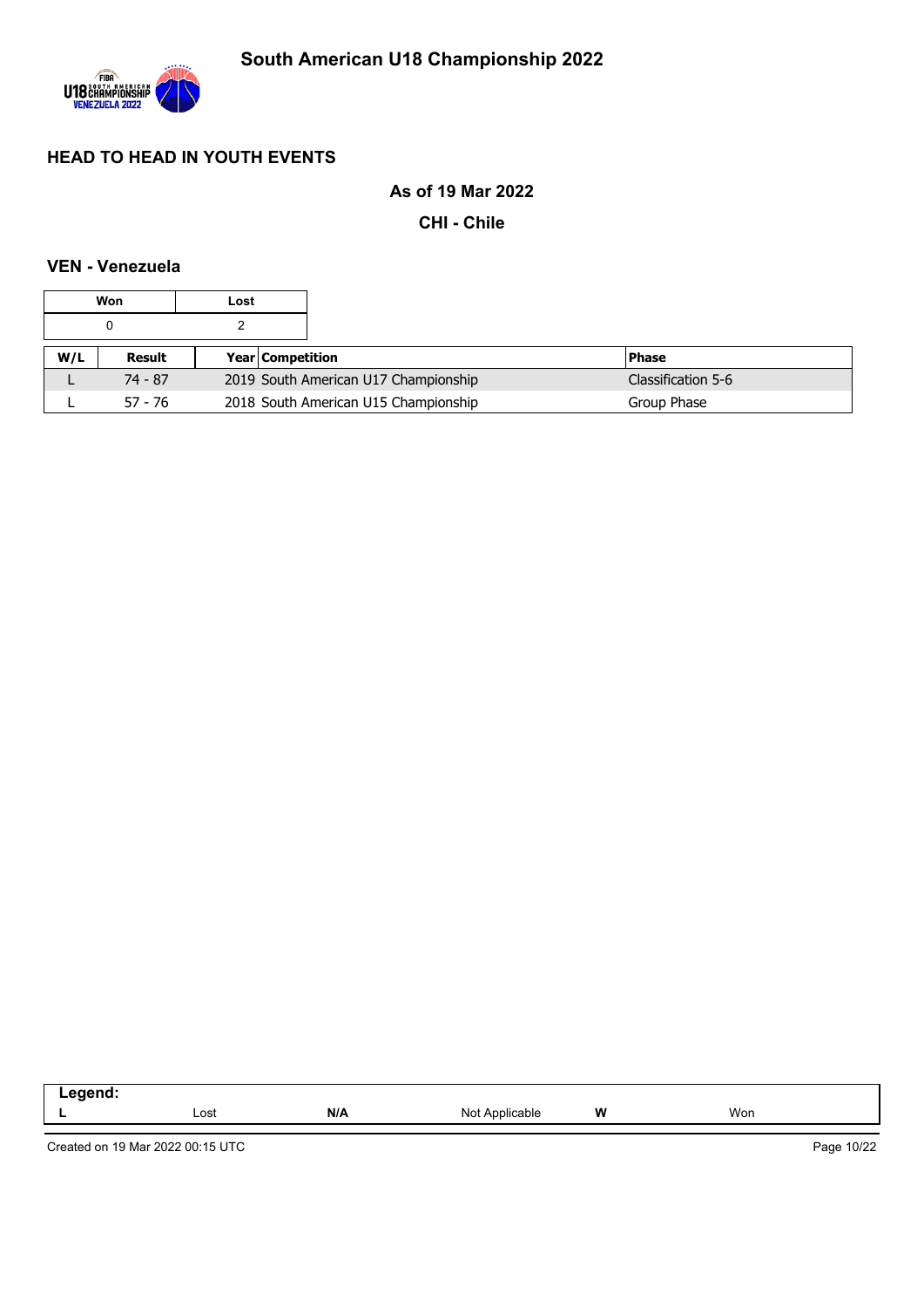# South American U18 Championship 2022

## HEAD TO HEAD IN YOUTH EVENTS

**As of 19 Mar 2022**

**CHI - Chile**

### VEN - Venezuela

| Won | Lost |
|---|---|
| 0 | 2 |

| W/L | Result | Year | Competition | Phase |
|---|---|---|---|---|
| L | 74 - 87 | 2019 | South American U17 Championship | Classification 5-6 |
| L | 57 - 76 | 2018 | South American U15 Championship | Group Phase |

| Legend: | | | | | |
|---|---|---|---|---|---|
| **L** | Lost | **N/A** | Not Applicable | **W** | Won |

Created on 19 Mar 2022 00:15 UTC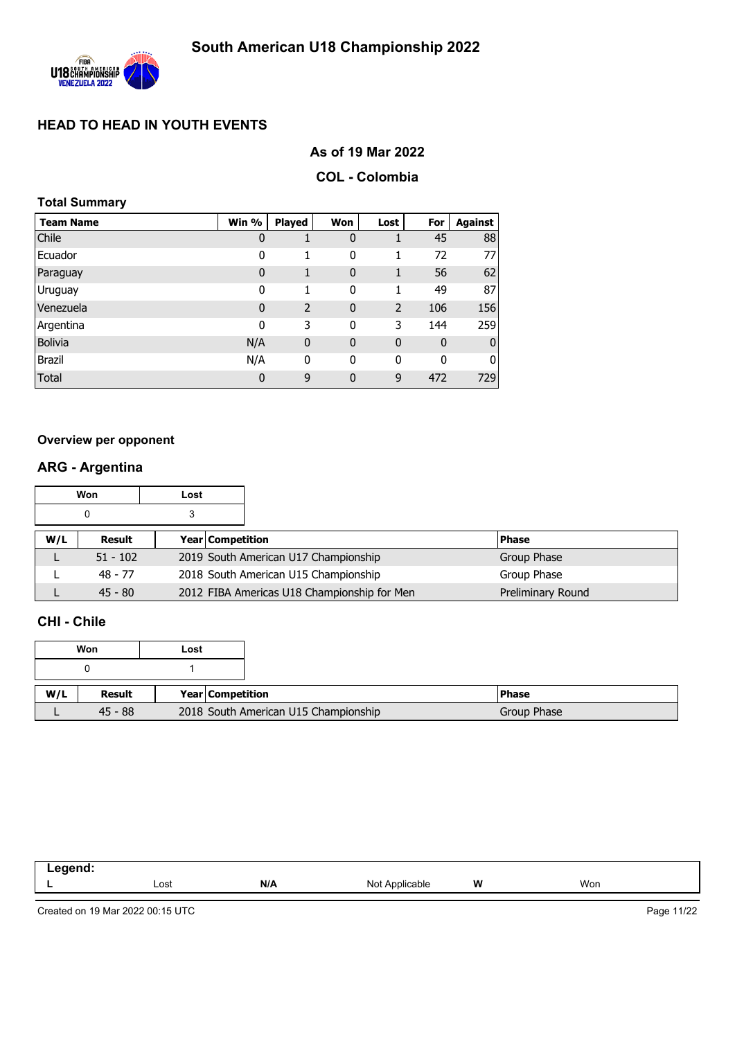# South American U18 Championship 2022

## HEAD TO HEAD IN YOUTH EVENTS

### As of 19 Mar 2022

### COL - Colombia

**Total Summary**

| Team Name | Win % | Played | Won | Lost | For | Against |
|---|---|---|---|---|---|---|
| Chile | 0 | 1 | 0 | 1 | 45 | 88 |
| Ecuador | 0 | 1 | 0 | 1 | 72 | 77 |
| Paraguay | 0 | 1 | 0 | 1 | 56 | 62 |
| Uruguay | 0 | 1 | 0 | 1 | 49 | 87 |
| Venezuela | 0 | 2 | 0 | 2 | 106 | 156 |
| Argentina | 0 | 3 | 0 | 3 | 144 | 259 |
| Bolivia | N/A | 0 | 0 | 0 | 0 | 0 |
| Brazil | N/A | 0 | 0 | 0 | 0 | 0 |
| Total | 0 | 9 | 0 | 9 | 472 | 729 |

**Overview per opponent**

## ARG - Argentina

| Won | Lost |
|---|---|
| 0 | 3 |

| W/L | Result | Year | Competition | Phase |
|---|---|---|---|---|
| L | 51 - 102 | 2019 | South American U17 Championship | Group Phase |
| L | 48 - 77 | 2018 | South American U15 Championship | Group Phase |
| L | 45 - 80 | 2012 | FIBA Americas U18 Championship for Men | Preliminary Round |

## CHI - Chile

| Won | Lost |
|---|---|
| 0 | 1 |

| W/L | Result | Year | Competition | Phase |
|---|---|---|---|---|
| L | 45 - 88 | 2018 | South American U15 Championship | Group Phase |

| Legend: | | | | | |
|---|---|---|---|---|---|
| L | Lost | N/A | Not Applicable | W | Won |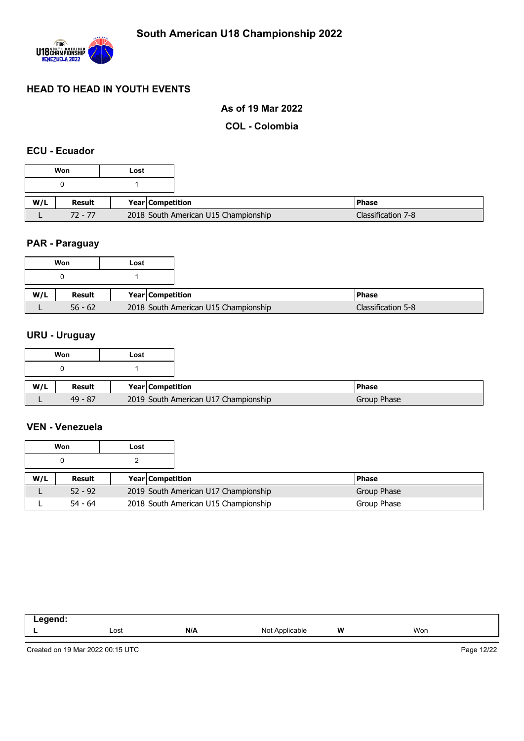# South American U18 Championship 2022

## HEAD TO HEAD IN YOUTH EVENTS

### As of 19 Mar 2022

### COL - Colombia

### ECU - Ecuador

| Won | Lost |
|---|---|
| 0 | 1 |

| W/L | Result | Year | Competition | Phase |
|---|---|---|---|---|
| L | 72 - 77 | 2018 | South American U15 Championship | Classification 7-8 |

### PAR - Paraguay

| Won | Lost |
|---|---|
| 0 | 1 |

| W/L | Result | Year | Competition | Phase |
|---|---|---|---|---|
| L | 56 - 62 | 2018 | South American U15 Championship | Classification 5-8 |

### URU - Uruguay

| Won | Lost |
|---|---|
| 0 | 1 |

| W/L | Result | Year | Competition | Phase |
|---|---|---|---|---|
| L | 49 - 87 | 2019 | South American U17 Championship | Group Phase |

### VEN - Venezuela

| Won | Lost |
|---|---|
| 0 | 2 |

| W/L | Result | Year | Competition | Phase |
|---|---|---|---|---|
| L | 52 - 92 | 2019 | South American U17 Championship | Group Phase |
| L | 54 - 64 | 2018 | South American U15 Championship | Group Phase |

| Legend: | | | | | |
|---|---|---|---|---|---|
| L | Lost | N/A | Not Applicable | W | Won |

Created on 19 Mar 2022 00:15 UTC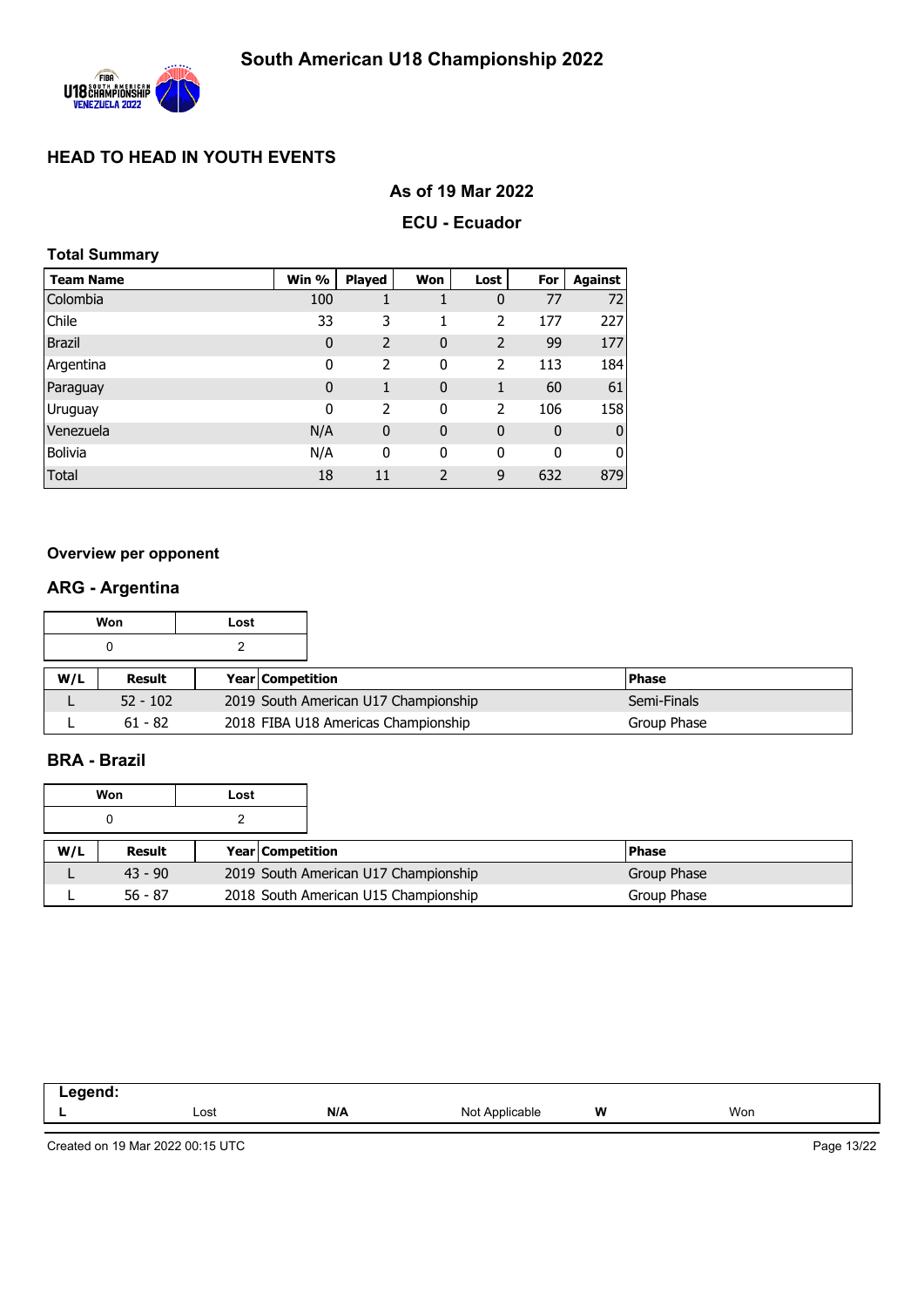# South American U18 Championship 2022

## HEAD TO HEAD IN YOUTH EVENTS

### As of 19 Mar 2022

### ECU - Ecuador

**Total Summary**

| Team Name | Win % | Played | Won | Lost | For | Against |
|---|---|---|---|---|---|---|
| Colombia | 100 | 1 | 1 | 0 | 77 | 72 |
| Chile | 33 | 3 | 1 | 2 | 177 | 227 |
| Brazil | 0 | 2 | 0 | 2 | 99 | 177 |
| Argentina | 0 | 2 | 0 | 2 | 113 | 184 |
| Paraguay | 0 | 1 | 0 | 1 | 60 | 61 |
| Uruguay | 0 | 2 | 0 | 2 | 106 | 158 |
| Venezuela | N/A | 0 | 0 | 0 | 0 | 0 |
| Bolivia | N/A | 0 | 0 | 0 | 0 | 0 |
| Total | 18 | 11 | 2 | 9 | 632 | 879 |

**Overview per opponent**

## ARG - Argentina

| Won | Lost |
|---|---|
| 0 | 2 |

| W/L | Result | Year | Competition | Phase |
|---|---|---|---|---|
| L | 52 - 102 | 2019 | South American U17 Championship | Semi-Finals |
| L | 61 - 82 | 2018 | FIBA U18 Americas Championship | Group Phase |

## BRA - Brazil

| Won | Lost |
|---|---|
| 0 | 2 |

| W/L | Result | Year | Competition | Phase |
|---|---|---|---|---|
| L | 43 - 90 | 2019 | South American U17 Championship | Group Phase |
| L | 56 - 87 | 2018 | South American U15 Championship | Group Phase |

| Legend: | | | | | |
|---|---|---|---|---|---|
| L | Lost | N/A | Not Applicable | W | Won |

Created on 19 Mar 2022 00:15 UTC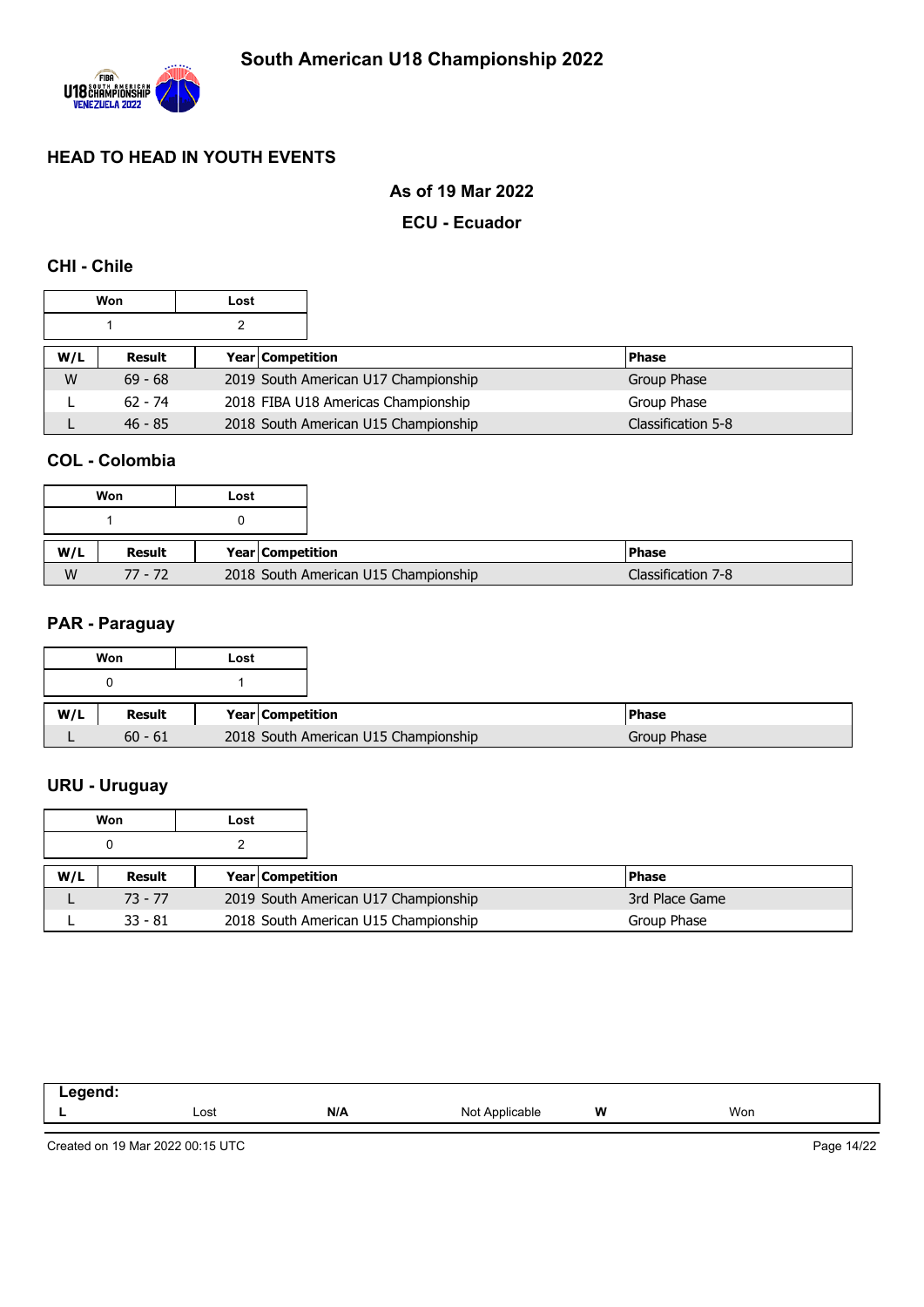# South American U18 Championship 2022

## HEAD TO HEAD IN YOUTH EVENTS

### As of 19 Mar 2022

### ECU - Ecuador

### CHI - Chile

| Won | Lost |
|---|---|
| 1 | 2 |

| W/L | Result | Year | Competition | Phase |
|---|---|---|---|---|
| W | 69 - 68 | 2019 | South American U17 Championship | Group Phase |
| L | 62 - 74 | 2018 | FIBA U18 Americas Championship | Group Phase |
| L | 46 - 85 | 2018 | South American U15 Championship | Classification 5-8 |

### COL - Colombia

| Won | Lost |
|---|---|
| 1 | 0 |

| W/L | Result | Year | Competition | Phase |
|---|---|---|---|---|
| W | 77 - 72 | 2018 | South American U15 Championship | Classification 7-8 |

### PAR - Paraguay

| Won | Lost |
|---|---|
| 0 | 1 |

| W/L | Result | Year | Competition | Phase |
|---|---|---|---|---|
| L | 60 - 61 | 2018 | South American U15 Championship | Group Phase |

### URU - Uruguay

| Won | Lost |
|---|---|
| 0 | 2 |

| W/L | Result | Year | Competition | Phase |
|---|---|---|---|---|
| L | 73 - 77 | 2019 | South American U17 Championship | 3rd Place Game |
| L | 33 - 81 | 2018 | South American U15 Championship | Group Phase |

**Legend:**

| | | | | | |
|---|---|---|---|---|---|
| **L** | Lost | **N/A** | Not Applicable | **W** | Won |

Created on 19 Mar 2022 00:15 UTC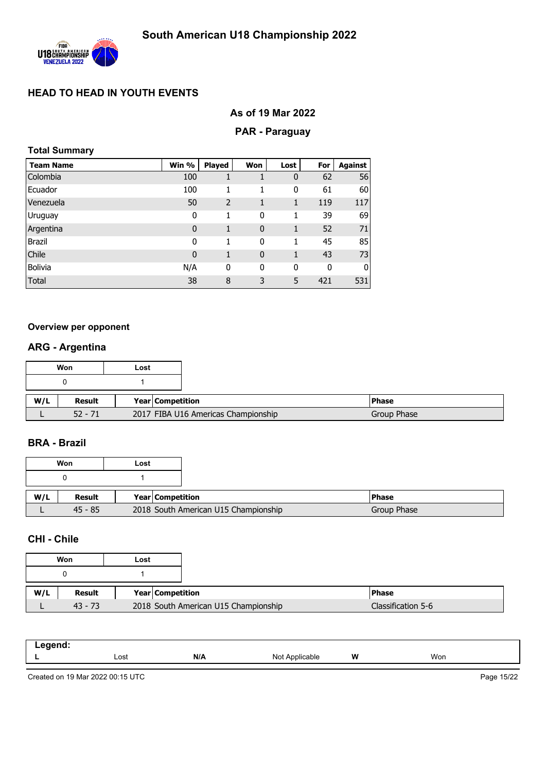# South American U18 Championship 2022

## HEAD TO HEAD IN YOUTH EVENTS

### As of 19 Mar 2022

### PAR - Paraguay

**Total Summary**

| Team Name | Win % | Played | Won | Lost | For | Against |
|---|---|---|---|---|---|---|
| Colombia | 100 | 1 | 1 | 0 | 62 | 56 |
| Ecuador | 100 | 1 | 1 | 0 | 61 | 60 |
| Venezuela | 50 | 2 | 1 | 1 | 119 | 117 |
| Uruguay | 0 | 1 | 0 | 1 | 39 | 69 |
| Argentina | 0 | 1 | 0 | 1 | 52 | 71 |
| Brazil | 0 | 1 | 0 | 1 | 45 | 85 |
| Chile | 0 | 1 | 0 | 1 | 43 | 73 |
| Bolivia | N/A | 0 | 0 | 0 | 0 | 0 |
| Total | 38 | 8 | 3 | 5 | 421 | 531 |

**Overview per opponent**

### ARG - Argentina

| Won | Lost |
|---|---|
| 0 | 1 |

| W/L | Result | Year | Competition | Phase |
|---|---|---|---|---|
| L | 52 - 71 | 2017 | FIBA U16 Americas Championship | Group Phase |

### BRA - Brazil

| Won | Lost |
|---|---|
| 0 | 1 |

| W/L | Result | Year | Competition | Phase |
|---|---|---|---|---|
| L | 45 - 85 | 2018 | South American U15 Championship | Group Phase |

### CHI - Chile

| Won | Lost |
|---|---|
| 0 | 1 |

| W/L | Result | Year | Competition | Phase |
|---|---|---|---|---|
| L | 43 - 73 | 2018 | South American U15 Championship | Classification 5-6 |

| Legend: | | | | | |
|---|---|---|---|---|---|
| L | Lost | N/A | Not Applicable | W | Won |

Created on 19 Mar 2022 00:15 UTC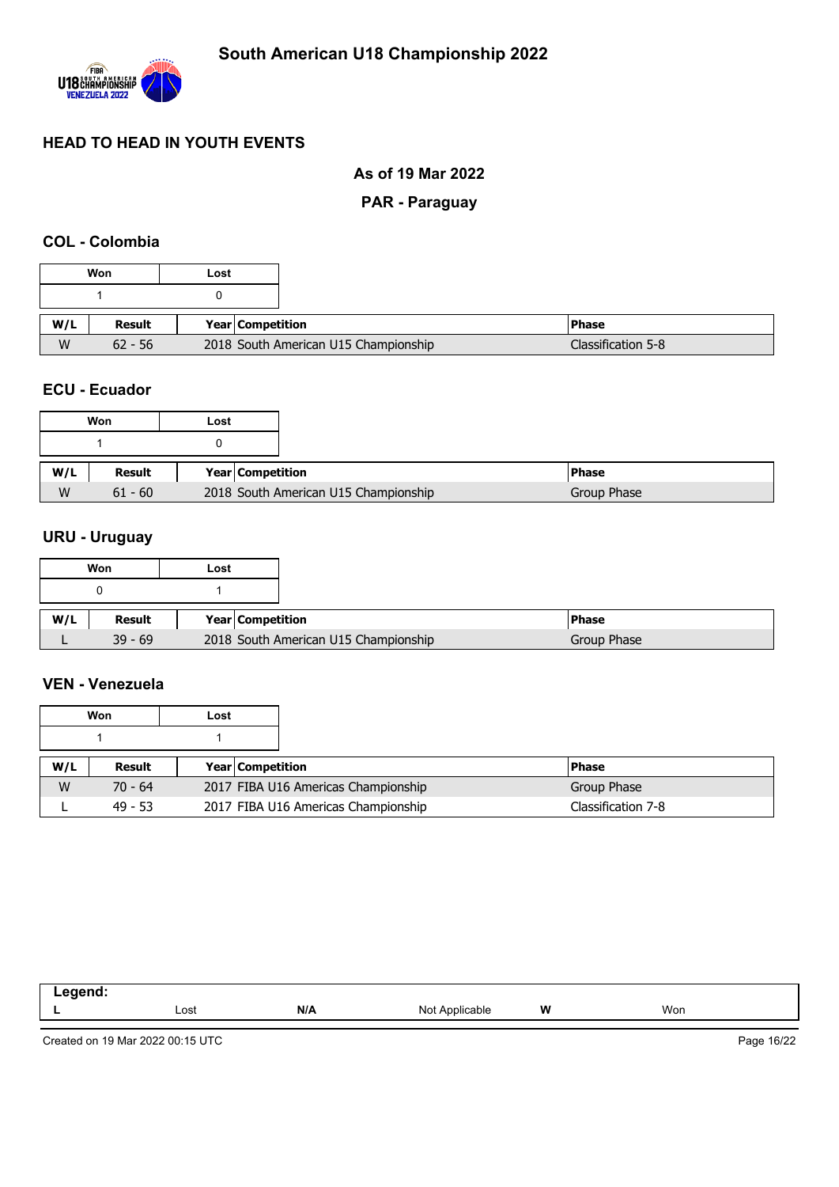# South American U18 Championship 2022

## HEAD TO HEAD IN YOUTH EVENTS

### As of 19 Mar 2022

### PAR - Paraguay

### COL - Colombia

| Won | Lost |
|---|---|
| 1 | 0 |

| W/L | Result | Year | Competition | Phase |
|---|---|---|---|---|
| W | 62 - 56 | 2018 | South American U15 Championship | Classification 5-8 |

### ECU - Ecuador

| Won | Lost |
|---|---|
| 1 | 0 |

| W/L | Result | Year | Competition | Phase |
|---|---|---|---|---|
| W | 61 - 60 | 2018 | South American U15 Championship | Group Phase |

### URU - Uruguay

| Won | Lost |
|---|---|
| 0 | 1 |

| W/L | Result | Year | Competition | Phase |
|---|---|---|---|---|
| L | 39 - 69 | 2018 | South American U15 Championship | Group Phase |

### VEN - Venezuela

| Won | Lost |
|---|---|
| 1 | 1 |

| W/L | Result | Year | Competition | Phase |
|---|---|---|---|---|
| W | 70 - 64 | 2017 | FIBA U16 Americas Championship | Group Phase |
| L | 49 - 53 | 2017 | FIBA U16 Americas Championship | Classification 7-8 |

**Legend:**

| L | Lost | N/A | Not Applicable | W | Won |
|---|---|---|---|---|---|

Created on 19 Mar 2022 00:15 UTC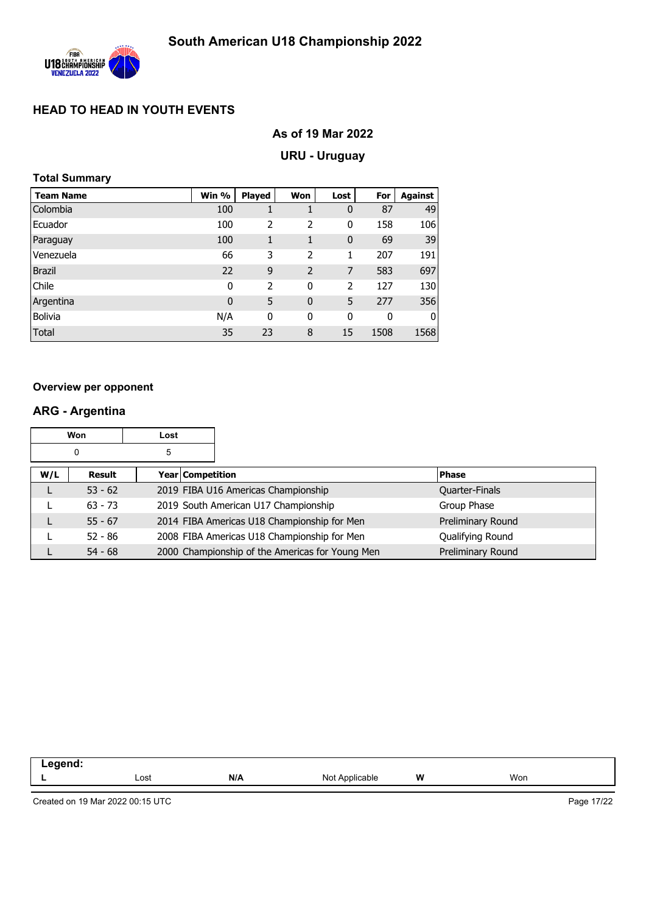# South American U18 Championship 2022

## HEAD TO HEAD IN YOUTH EVENTS

### As of 19 Mar 2022

### URU - Uruguay

**Total Summary**

| Team Name | Win % | Played | Won | Lost | For | Against |
|---|---|---|---|---|---|---|
| Colombia | 100 | 1 | 1 | 0 | 87 | 49 |
| Ecuador | 100 | 2 | 2 | 0 | 158 | 106 |
| Paraguay | 100 | 1 | 1 | 0 | 69 | 39 |
| Venezuela | 66 | 3 | 2 | 1 | 207 | 191 |
| Brazil | 22 | 9 | 2 | 7 | 583 | 697 |
| Chile | 0 | 2 | 0 | 2 | 127 | 130 |
| Argentina | 0 | 5 | 0 | 5 | 277 | 356 |
| Bolivia | N/A | 0 | 0 | 0 | 0 | 0 |
| Total | 35 | 23 | 8 | 15 | 1508 | 1568 |

**Overview per opponent**

### ARG - Argentina

| Won | Lost |
|---|---|
| 0 | 5 |

| W/L | Result | Year | Competition | Phase |
|---|---|---|---|---|
| L | 53 - 62 | 2019 | FIBA U16 Americas Championship | Quarter-Finals |
| L | 63 - 73 | 2019 | South American U17 Championship | Group Phase |
| L | 55 - 67 | 2014 | FIBA Americas U18 Championship for Men | Preliminary Round |
| L | 52 - 86 | 2008 | FIBA Americas U18 Championship for Men | Qualifying Round |
| L | 54 - 68 | 2000 | Championship of the Americas for Young Men | Preliminary Round |

**Legend:**

| | | | | | |
|---|---|---|---|---|---|
| L | Lost | N/A | Not Applicable | W | Won |

Created on 19 Mar 2022 00:15 UTC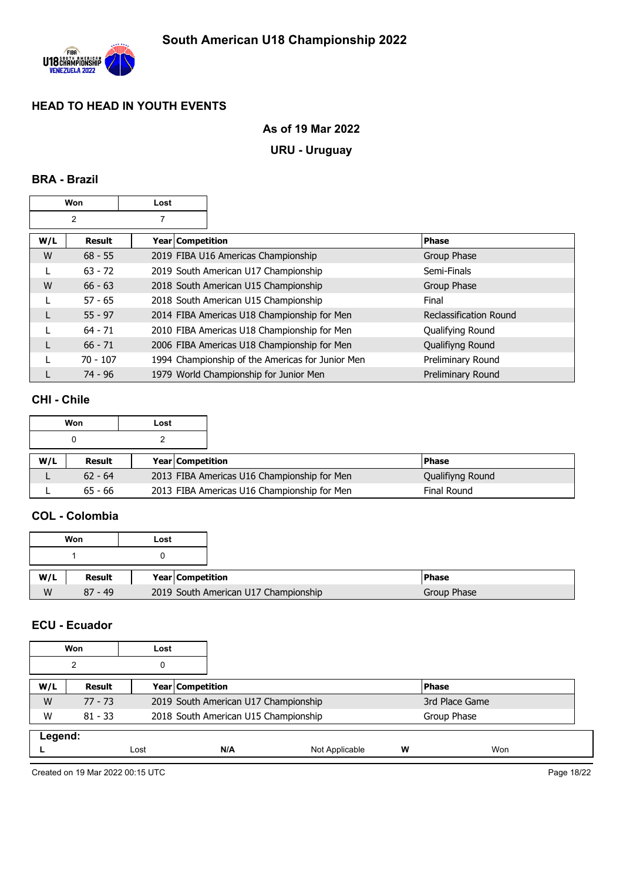# South American U18 Championship 2022

## HEAD TO HEAD IN YOUTH EVENTS

**As of 19 Mar 2022**

**URU - Uruguay**

### BRA - Brazil

| Won | Lost |
|---|---|
| 2 | 7 |

| W/L | Result | Year | Competition | Phase |
|---|---|---|---|---|
| W | 68 - 55 | 2019 | FIBA U16 Americas Championship | Group Phase |
| L | 63 - 72 | 2019 | South American U17 Championship | Semi-Finals |
| W | 66 - 63 | 2018 | South American U15 Championship | Group Phase |
| L | 57 - 65 | 2018 | South American U15 Championship | Final |
| L | 55 - 97 | 2014 | FIBA Americas U18 Championship for Men | Reclassification Round |
| L | 64 - 71 | 2010 | FIBA Americas U18 Championship for Men | Qualifying Round |
| L | 66 - 71 | 2006 | FIBA Americas U18 Championship for Men | Qualifiyng Round |
| L | 70 - 107 | 1994 | Championship of the Americas for Junior Men | Preliminary Round |
| L | 74 - 96 | 1979 | World Championship for Junior Men | Preliminary Round |

### CHI - Chile

| Won | Lost |
|---|---|
| 0 | 2 |

| W/L | Result | Year | Competition | Phase |
|---|---|---|---|---|
| L | 62 - 64 | 2013 | FIBA Americas U16 Championship for Men | Qualifiyng Round |
| L | 65 - 66 | 2013 | FIBA Americas U16 Championship for Men | Final Round |

### COL - Colombia

| Won | Lost |
|---|---|
| 1 | 0 |

| W/L | Result | Year | Competition | Phase |
|---|---|---|---|---|
| W | 87 - 49 | 2019 | South American U17 Championship | Group Phase |

### ECU - Ecuador

| Won | Lost |
|---|---|
| 2 | 0 |

| W/L | Result | Year | Competition | Phase |
|---|---|---|---|---|
| W | 77 - 73 | 2019 | South American U17 Championship | 3rd Place Game |
| W | 81 - 33 | 2018 | South American U15 Championship | Group Phase |

**Legend:**

| L | Lost | N/A | Not Applicable | W | Won |
|---|---|---|---|---|---|

Created on 19 Mar 2022 00:15 UTC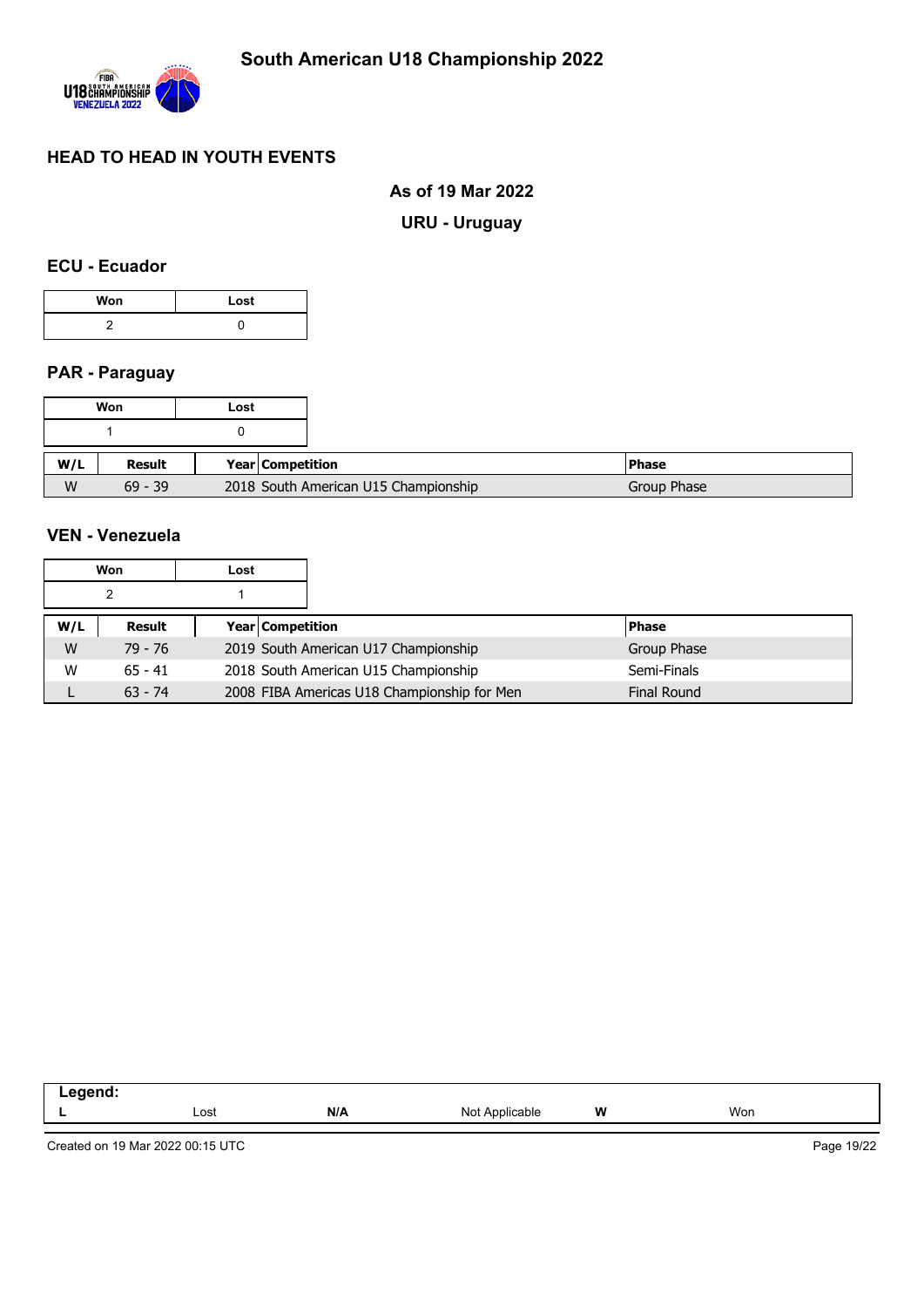# South American U18 Championship 2022

## HEAD TO HEAD IN YOUTH EVENTS

**As of 19 Mar 2022**

**URU - Uruguay**

### ECU - Ecuador

| Won | Lost |
|---|---|
| 2 | 0 |

### PAR - Paraguay

| Won | Lost |
|---|---|
| 1 | 0 |

| W/L | Result | Year | Competition | Phase |
|---|---|---|---|---|
| W | 69 - 39 | 2018 | South American U15 Championship | Group Phase |

### VEN - Venezuela

| Won | Lost |
|---|---|
| 2 | 1 |

| W/L | Result | Year | Competition | Phase |
|---|---|---|---|---|
| W | 79 - 76 | 2019 | South American U17 Championship | Group Phase |
| W | 65 - 41 | 2018 | South American U15 Championship | Semi-Finals |
| L | 63 - 74 | 2008 | FIBA Americas U18 Championship for Men | Final Round |

**Legend:**

| L | Lost | N/A | Not Applicable | W | Won |
|---|---|---|---|---|---|

Created on 19 Mar 2022 00:15 UTC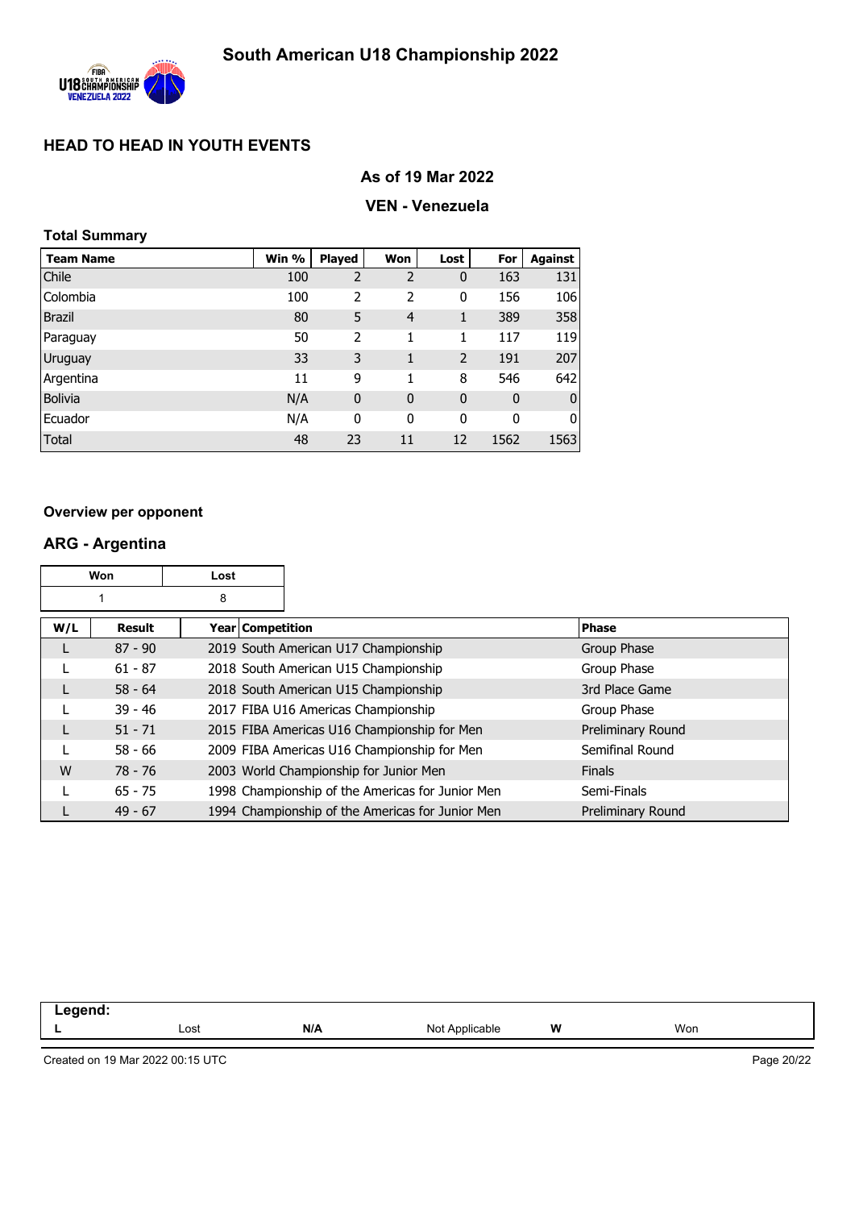# South American U18 Championship 2022

## HEAD TO HEAD IN YOUTH EVENTS

### As of 19 Mar 2022

### VEN - Venezuela

**Total Summary**

| Team Name | Win % | Played | Won | Lost | For | Against |
|---|---|---|---|---|---|---|
| Chile | 100 | 2 | 2 | 0 | 163 | 131 |
| Colombia | 100 | 2 | 2 | 0 | 156 | 106 |
| Brazil | 80 | 5 | 4 | 1 | 389 | 358 |
| Paraguay | 50 | 2 | 1 | 1 | 117 | 119 |
| Uruguay | 33 | 3 | 1 | 2 | 191 | 207 |
| Argentina | 11 | 9 | 1 | 8 | 546 | 642 |
| Bolivia | N/A | 0 | 0 | 0 | 0 | 0 |
| Ecuador | N/A | 0 | 0 | 0 | 0 | 0 |
| Total | 48 | 23 | 11 | 12 | 1562 | 1563 |

**Overview per opponent**

### ARG - Argentina

| Won | Lost |
|---|---|
| 1 | 8 |

| W/L | Result | Year | Competition | Phase |
|---|---|---|---|---|
| L | 87 - 90 | 2019 | South American U17 Championship | Group Phase |
| L | 61 - 87 | 2018 | South American U15 Championship | Group Phase |
| L | 58 - 64 | 2018 | South American U15 Championship | 3rd Place Game |
| L | 39 - 46 | 2017 | FIBA U16 Americas Championship | Group Phase |
| L | 51 - 71 | 2015 | FIBA Americas U16 Championship for Men | Preliminary Round |
| L | 58 - 66 | 2009 | FIBA Americas U16 Championship for Men | Semifinal Round |
| W | 78 - 76 | 2003 | World Championship for Junior Men | Finals |
| L | 65 - 75 | 1998 | Championship of the Americas for Junior Men | Semi-Finals |
| L | 49 - 67 | 1994 | Championship of the Americas for Junior Men | Preliminary Round |

**Legend:**

| L | Lost | N/A | Not Applicable | W | Won |
|---|---|---|---|---|---|

Created on 19 Mar 2022 00:15 UTC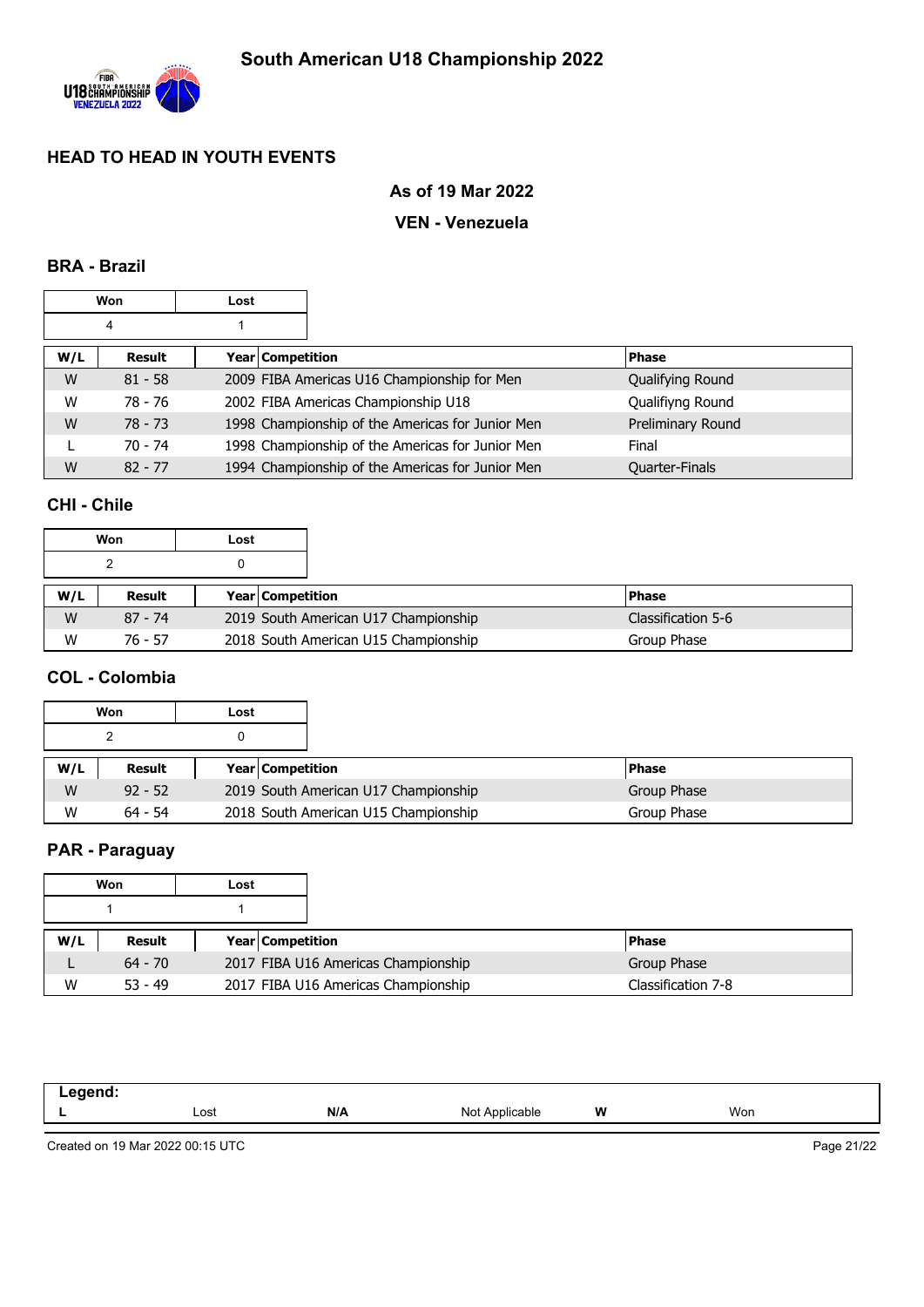# South American U18 Championship 2022

## HEAD TO HEAD IN YOUTH EVENTS

### As of 19 Mar 2022

### VEN - Venezuela

### BRA - Brazil

| Won | Lost |
|---|---|
| 4 | 1 |

| W/L | Result | Year | Competition | Phase |
|---|---|---|---|---|
| W | 81 - 58 | 2009 | FIBA Americas U16 Championship for Men | Qualifying Round |
| W | 78 - 76 | 2002 | FIBA Americas Championship U18 | Qualifiyng Round |
| W | 78 - 73 | 1998 | Championship of the Americas for Junior Men | Preliminary Round |
| L | 70 - 74 | 1998 | Championship of the Americas for Junior Men | Final |
| W | 82 - 77 | 1994 | Championship of the Americas for Junior Men | Quarter-Finals |

### CHI - Chile

| Won | Lost |
|---|---|
| 2 | 0 |

| W/L | Result | Year | Competition | Phase |
|---|---|---|---|---|
| W | 87 - 74 | 2019 | South American U17 Championship | Classification 5-6 |
| W | 76 - 57 | 2018 | South American U15 Championship | Group Phase |

### COL - Colombia

| Won | Lost |
|---|---|
| 2 | 0 |

| W/L | Result | Year | Competition | Phase |
|---|---|---|---|---|
| W | 92 - 52 | 2019 | South American U17 Championship | Group Phase |
| W | 64 - 54 | 2018 | South American U15 Championship | Group Phase |

### PAR - Paraguay

| Won | Lost |
|---|---|
| 1 | 1 |

| W/L | Result | Year | Competition | Phase |
|---|---|---|---|---|
| L | 64 - 70 | 2017 | FIBA U16 Americas Championship | Group Phase |
| W | 53 - 49 | 2017 | FIBA U16 Americas Championship | Classification 7-8 |

**Legend:**

| | | | | | |
|---|---|---|---|---|---|
| **L** | Lost | **N/A** | Not Applicable | **W** | Won |

Created on 19 Mar 2022 00:15 UTC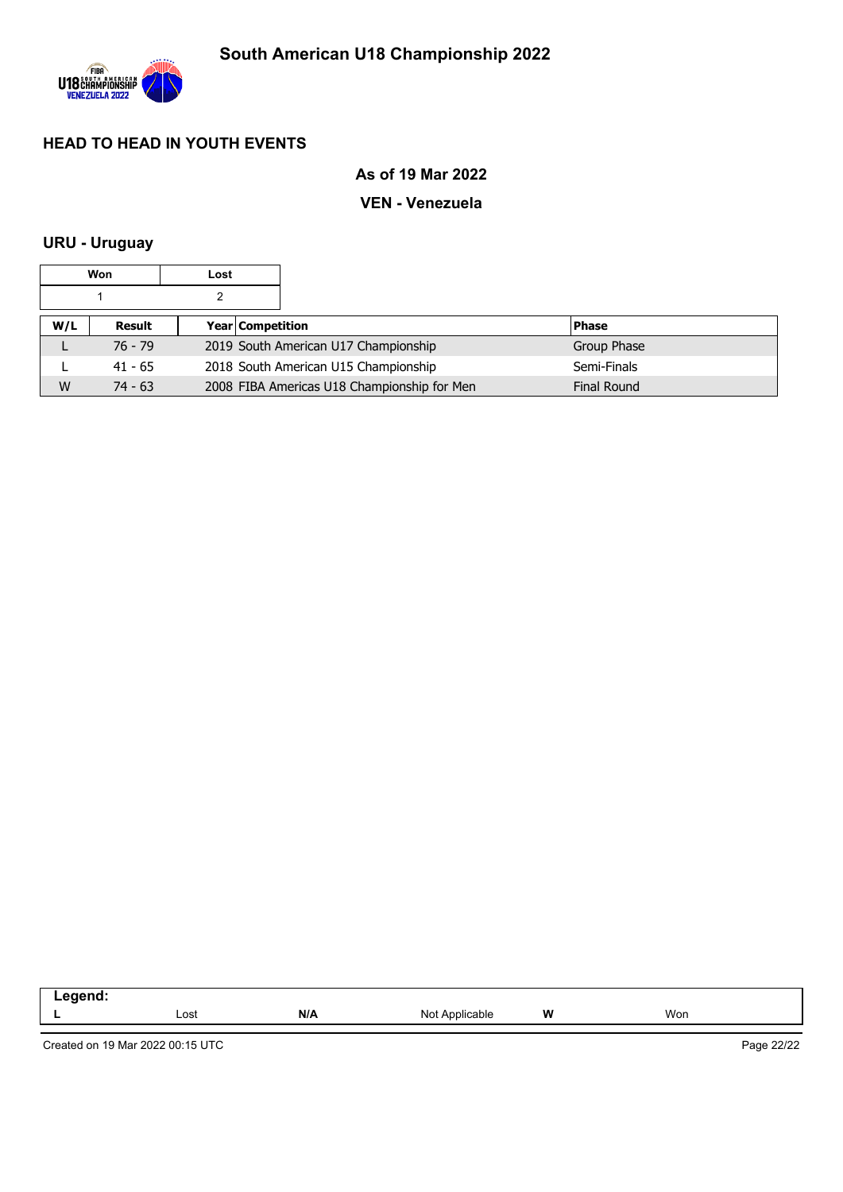# South American U18 Championship 2022

## HEAD TO HEAD IN YOUTH EVENTS

**As of 19 Mar 2022**

**VEN - Venezuela**

### URU - Uruguay

| Won | Lost |
|---|---|
| 1 | 2 |

| W/L | Result | Year | Competition | Phase |
|---|---|---|---|---|
| L | 76 - 79 | 2019 | South American U17 Championship | Group Phase |
| L | 41 - 65 | 2018 | South American U15 Championship | Semi-Finals |
| W | 74 - 63 | 2008 | FIBA Americas U18 Championship for Men | Final Round |

**Legend:**

| | | | | | |
|---|---|---|---|---|---|
| **L** | Lost | **N/A** | Not Applicable | **W** | Won |

Created on 19 Mar 2022 00:15 UTC